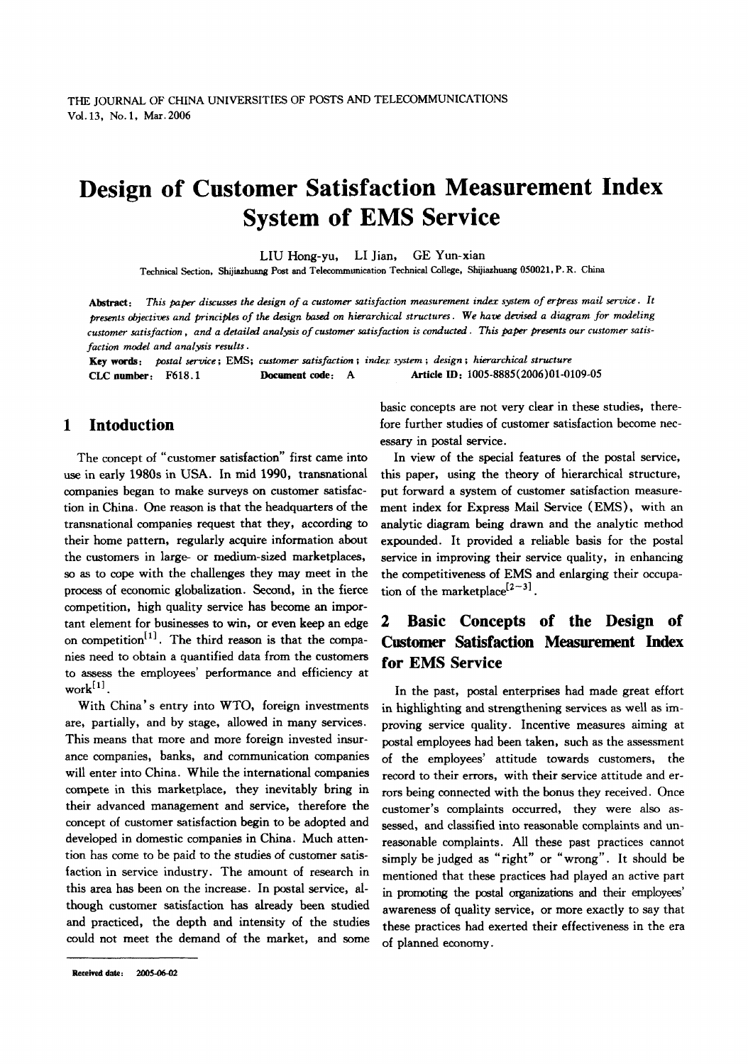# Design of Customer Satisfaction Measurement Index System of EMS Service

LIU Hong-yu, LI Jian, GE Yun-xian

Technical Section, Shijiazhuang Post and Telecommunication Technical College, Shijiazhuang 050021, P. R. China

**Abstract**: *This paper discusses the design of a customer satisfaction measurement index system of express mail service. It presents objectives and principles of the design based on hierarchical structures. We have devised a diagram for modeling customer satisfaction, and a detailed analysis of customer satisfaction is conducted. This paper presents our customer satisfaction model and analysis results.*

**Key words**: *postal service*; EMS; *customer satisfaction*; *index system*; *design*; *hierarchical structure*

**CLC number**: F618.1 **Document code**: A **Article ID**: 1005-8885(2006)01-0109-05

## 1 Intoduction

The concept of "customer satisfaction" first came into use in early 1980s in USA. In mid 1990, transnational companies began to make surveys on customer satisfaction in China. One reason is that the headquarters of the transnational companies request that they, according to their home pattern, regularly acquire information about the customers in large- or medium-sized marketplaces, so as to cope with the challenges they may meet in the process of economic globalization. Second, in the fierce competition, high quality service has become an important element for businesses to win, or even keep an edge on competition[1]. The third reason is that the companies need to obtain a quantified data from the customers to assess the employees' performance and efficiency at work[1].

With China's entry into WTO, foreign investments are, partially, and by stage, allowed in many services. This means that more and more foreign invested insurance companies, banks, and communication companies will enter into China. While the international companies compete in this marketplace, they inevitably bring in their advanced management and service, therefore the concept of customer satisfaction begin to be adopted and developed in domestic companies in China. Much attention has come to be paid to the studies of customer satisfaction in service industry. The amount of research in this area has been on the increase. In postal service, although customer satisfaction has already been studied and practiced, the depth and intensity of the studies could not meet the demand of the market, and some basic concepts are not very clear in these studies, therefore further studies of customer satisfaction become necessary in postal service.

In view of the special features of the postal service, this paper, using the theory of hierarchical structure, put forward a system of customer satisfaction measurement index for Express Mail Service (EMS), with an analytic diagram being drawn and the analytic method expounded. It provided a reliable basis for the postal service in improving their service quality, in enhancing the competitiveness of EMS and enlarging their occupation of the marketplace[2–3].

## 2 Basic Concepts of the Design of Customer Satisfaction Measurement Index for EMS Service

In the past, postal enterprises had made great effort in highlighting and strengthening services as well as improving service quality. Incentive measures aiming at postal employees had been taken, such as the assessment of the employees' attitude towards customers, the record to their errors, with their service attitude and errors being connected with the bonus they received. Once customer's complaints occurred, they were also assessed, and classified into reasonable complaints and unreasonable complaints. All these past practices cannot simply be judged as "right" or "wrong". It should be mentioned that these practices had played an active part in promoting the postal organizations and their employees' awareness of quality service, or more exactly to say that these practices had exerted their effectiveness in the era of planned economy.

Received date: 2005-06-02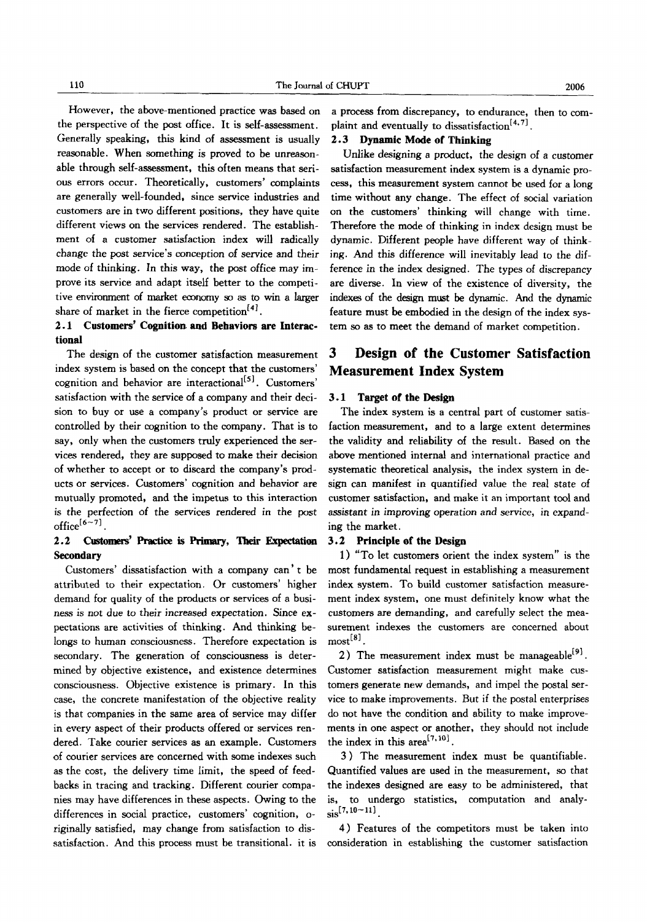However, the above-mentioned practice was based on the perspective of the post office. It is self-assessment. Generally speaking, this kind of assessment is usually reasonable. When something is proved to be unreasonable through self-assessment, this often means that serious errors occur. Theoretically, customers' complaints are generally well-founded, since service industries and customers are in two different positions, they have quite different views on the services rendered. The establishment of a customer satisfaction index will radically change the post service's conception of service and their mode of thinking. In this way, the post office may improve its service and adapt itself better to the competitive environment of market economy so as to win a larger share of market in the fierce competition[4].

### 2.1 Customers' Cognition and Behaviors are Interactional

The design of the customer satisfaction measurement index system is based on the concept that the customers' cognition and behavior are interactional[5]. Customers' satisfaction with the service of a company and their decision to buy or use a company's product or service are controlled by their cognition to the company. That is to say, only when the customers truly experienced the services rendered, they are supposed to make their decision of whether to accept or to discard the company's products or services. Customers' cognition and behavior are mutually promoted, and the impetus to this interaction is the perfection of the services rendered in the post office[6~7].

### 2.2 Customers' Practice is Primary, Their Expectation Secondary

Customers' dissatisfaction with a company can't be attributed to their expectation. Or customers' higher demand for quality of the products or services of a business is not due to their increased expectation. Since expectations are activities of thinking. And thinking belongs to human consciousness. Therefore expectation is secondary. The generation of consciousness is determined by objective existence, and existence determines consciousness. Objective existence is primary. In this case, the concrete manifestation of the objective reality is that companies in the same area of service may differ in every aspect of their products offered or services rendered. Take courier services as an example. Customers of courier services are concerned with some indexes such as the cost, the delivery time limit, the speed of feedbacks in tracing and tracking. Different courier companies may have differences in these aspects. Owing to the differences in social practice, customers' cognition, originally satisfied, may change from satisfaction to dissatisfaction. And this process must be transitional. it is a process from discrepancy, to endurance, then to complaint and eventually to dissatisfaction[4,7].

### 2.3 Dynamic Mode of Thinking

Unlike designing a product, the design of a customer satisfaction measurement index system is a dynamic process, this measurement system cannot be used for a long time without any change. The effect of social variation on the customers' thinking will change with time. Therefore the mode of thinking in index design must be dynamic. Different people have different way of thinking. And this difference will inevitably lead to the difference in the index designed. The types of discrepancy are diverse. In view of the existence of diversity, the indexes of the design must be dynamic. And the dynamic feature must be embodied in the design of the index system so as to meet the demand of market competition.

## 3 Design of the Customer Satisfaction Measurement Index System

### 3.1 Target of the Design

The index system is a central part of customer satisfaction measurement, and to a large extent determines the validity and reliability of the result. Based on the above mentioned internal and international practice and systematic theoretical analysis, the index system in design can manifest in quantified value the real state of customer satisfaction, and make it an important tool and assistant in improving operation and service, in expanding the market.

### 3.2 Principle of the Design

1) "To let customers orient the index system" is the most fundamental request in establishing a measurement index system. To build customer satisfaction measurement index system, one must definitely know what the customers are demanding, and carefully select the measurement indexes the customers are concerned about most[8].

2) The measurement index must be manageable[9]. Customer satisfaction measurement might make customers generate new demands, and impel the postal service to make improvements. But if the postal enterprises do not have the condition and ability to make improvements in one aspect or another, they should not include the index in this area[7,10].

3) The measurement index must be quantifiable. Quantified values are used in the measurement, so that the indexes designed are easy to be administered, that is, to undergo statistics, computation and analysis[7,10~11].

4) Features of the competitors must be taken into consideration in establishing the customer satisfaction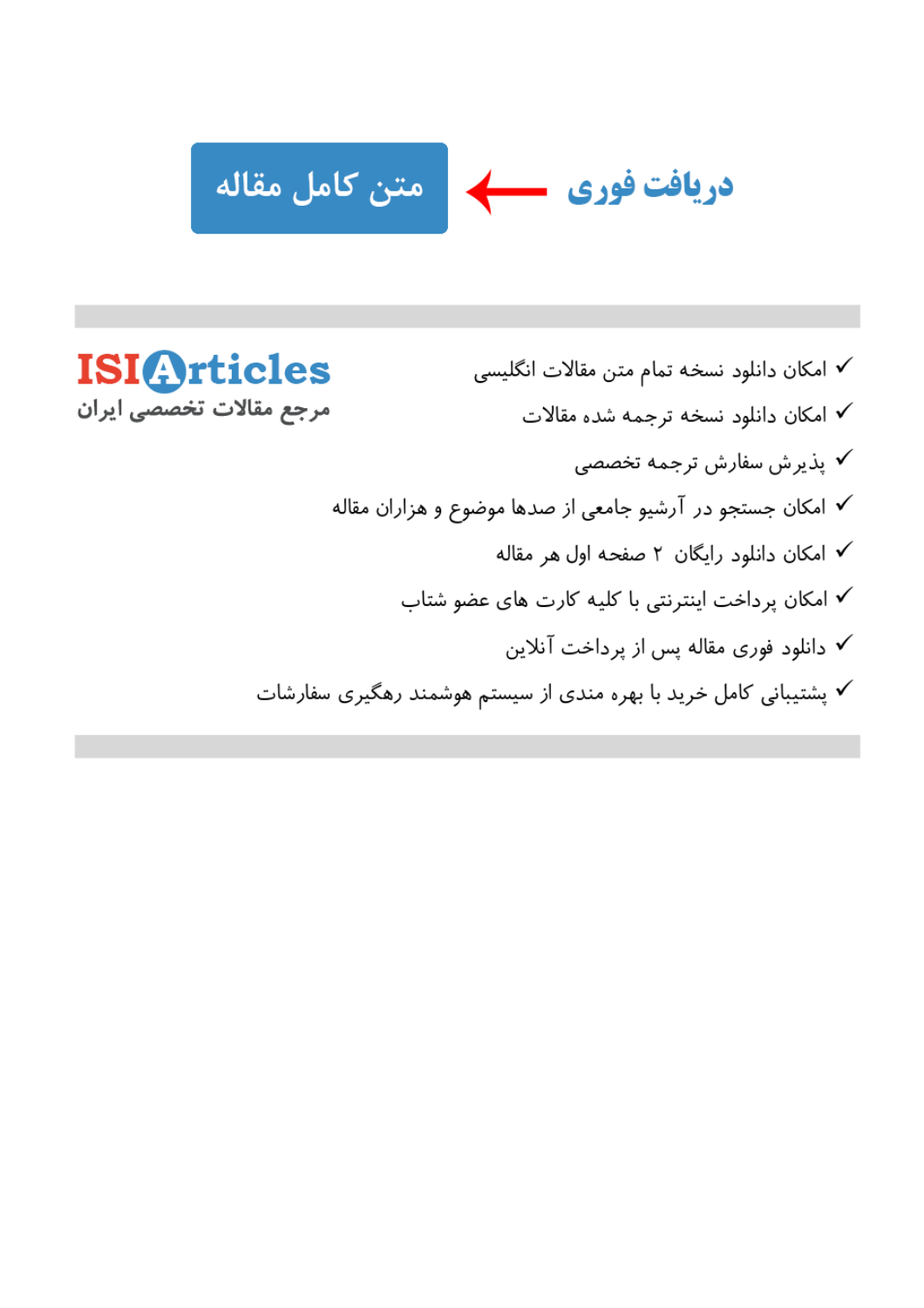دریافت فوری ← متن کامل مقاله

ISIArticles
مرجع مقالات تخصصی ایران

- ✓ امکان دانلود نسخه تمام متن مقالات انگلیسی
- ✓ امکان دانلود نسخه ترجمه شده مقالات
- ✓ پذیرش سفارش ترجمه تخصصی
- ✓ امکان جستجو در آرشیو جامعی از صدها موضوع و هزاران مقاله
- ✓ امکان دانلود رایگان ۲ صفحه اول هر مقاله
- ✓ امکان پرداخت اینترنتی با کلیه کارت های عضو شتاب
- ✓ دانلود فوری مقاله پس از پرداخت آنلاین
- ✓ پشتیبانی کامل خرید با بهره مندی از سیستم هوشمند رهگیری سفارشات